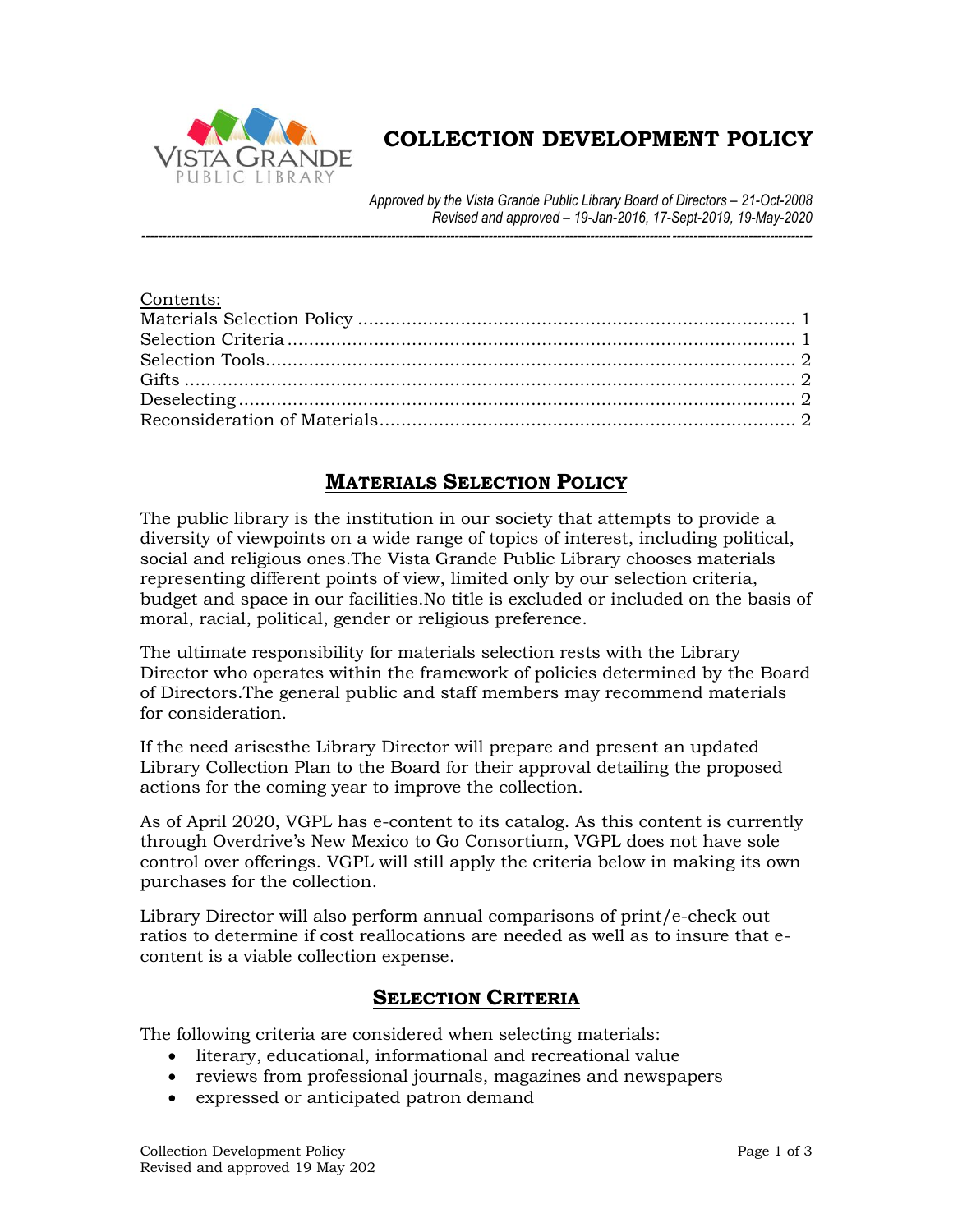# COLLECTION DEVELOPMENT POLICY

*Approved by the Vista Grande Public Library Board of Directors – 21-Oct-2008*
*Revised and approved – 19-Jan-2016, 17-Sept-2019, 19-May-2020*

---

Contents:

Materials Selection Policy .................................................................................. 1
Selection Criteria ............................................................................................... 1
Selection Tools .................................................................................................... 2
Gifts ..................................................................................................................... 2
Deselecting .......................................................................................................... 2
Reconsideration of Materials .............................................................................. 2

## MATERIALS SELECTION POLICY

The public library is the institution in our society that attempts to provide a diversity of viewpoints on a wide range of topics of interest, including political, social and religious ones.The Vista Grande Public Library chooses materials representing different points of view, limited only by our selection criteria, budget and space in our facilities.No title is excluded or included on the basis of moral, racial, political, gender or religious preference.

The ultimate responsibility for materials selection rests with the Library Director who operates within the framework of policies determined by the Board of Directors.The general public and staff members may recommend materials for consideration.

If the need arisesthe Library Director will prepare and present an updated Library Collection Plan to the Board for their approval detailing the proposed actions for the coming year to improve the collection.

As of April 2020, VGPL has e-content to its catalog. As this content is currently through Overdrive's New Mexico to Go Consortium, VGPL does not have sole control over offerings. VGPL will still apply the criteria below in making its own purchases for the collection.

Library Director will also perform annual comparisons of print/e-check out ratios to determine if cost reallocations are needed as well as to insure that e-content is a viable collection expense.

## SELECTION CRITERIA

The following criteria are considered when selecting materials:

- literary, educational, informational and recreational value
- reviews from professional journals, magazines and newspapers
- expressed or anticipated patron demand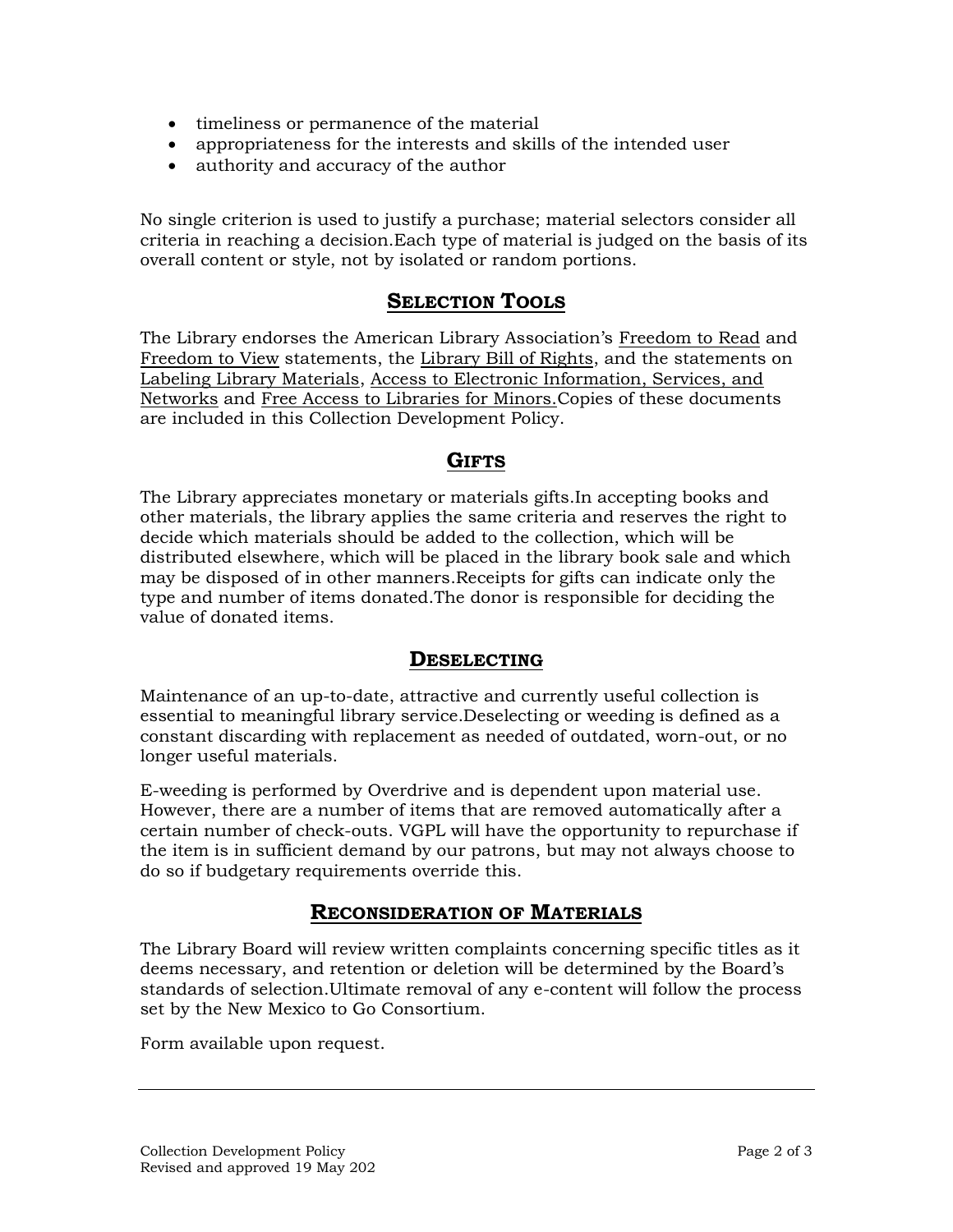- timeliness or permanence of the material
- appropriateness for the interests and skills of the intended user
- authority and accuracy of the author

No single criterion is used to justify a purchase; material selectors consider all criteria in reaching a decision.Each type of material is judged on the basis of its overall content or style, not by isolated or random portions.

## SELECTION TOOLS

The Library endorses the American Library Association's Freedom to Read and Freedom to View statements, the Library Bill of Rights, and the statements on Labeling Library Materials, Access to Electronic Information, Services, and Networks and Free Access to Libraries for Minors.Copies of these documents are included in this Collection Development Policy.

## GIFTS

The Library appreciates monetary or materials gifts.In accepting books and other materials, the library applies the same criteria and reserves the right to decide which materials should be added to the collection, which will be distributed elsewhere, which will be placed in the library book sale and which may be disposed of in other manners.Receipts for gifts can indicate only the type and number of items donated.The donor is responsible for deciding the value of donated items.

## DESELECTING

Maintenance of an up-to-date, attractive and currently useful collection is essential to meaningful library service.Deselecting or weeding is defined as a constant discarding with replacement as needed of outdated, worn-out, or no longer useful materials.

E-weeding is performed by Overdrive and is dependent upon material use. However, there are a number of items that are removed automatically after a certain number of check-outs. VGPL will have the opportunity to repurchase if the item is in sufficient demand by our patrons, but may not always choose to do so if budgetary requirements override this.

## RECONSIDERATION OF MATERIALS

The Library Board will review written complaints concerning specific titles as it deems necessary, and retention or deletion will be determined by the Board's standards of selection.Ultimate removal of any e-content will follow the process set by the New Mexico to Go Consortium.

Form available upon request.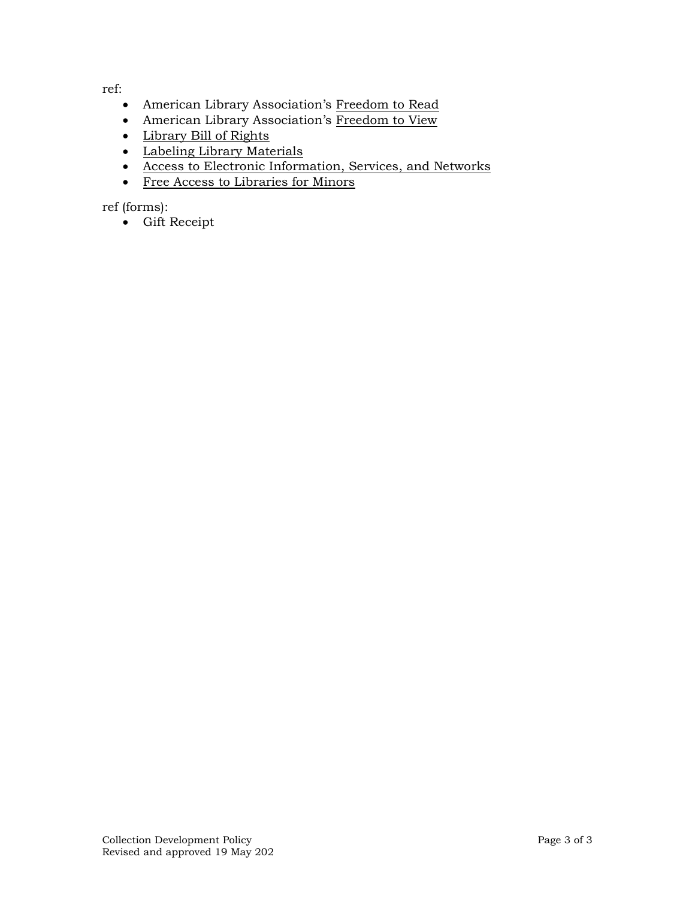ref:

- American Library Association's Freedom to Read
- American Library Association's Freedom to View
- Library Bill of Rights
- Labeling Library Materials
- Access to Electronic Information, Services, and Networks
- Free Access to Libraries for Minors

ref (forms):

- Gift Receipt